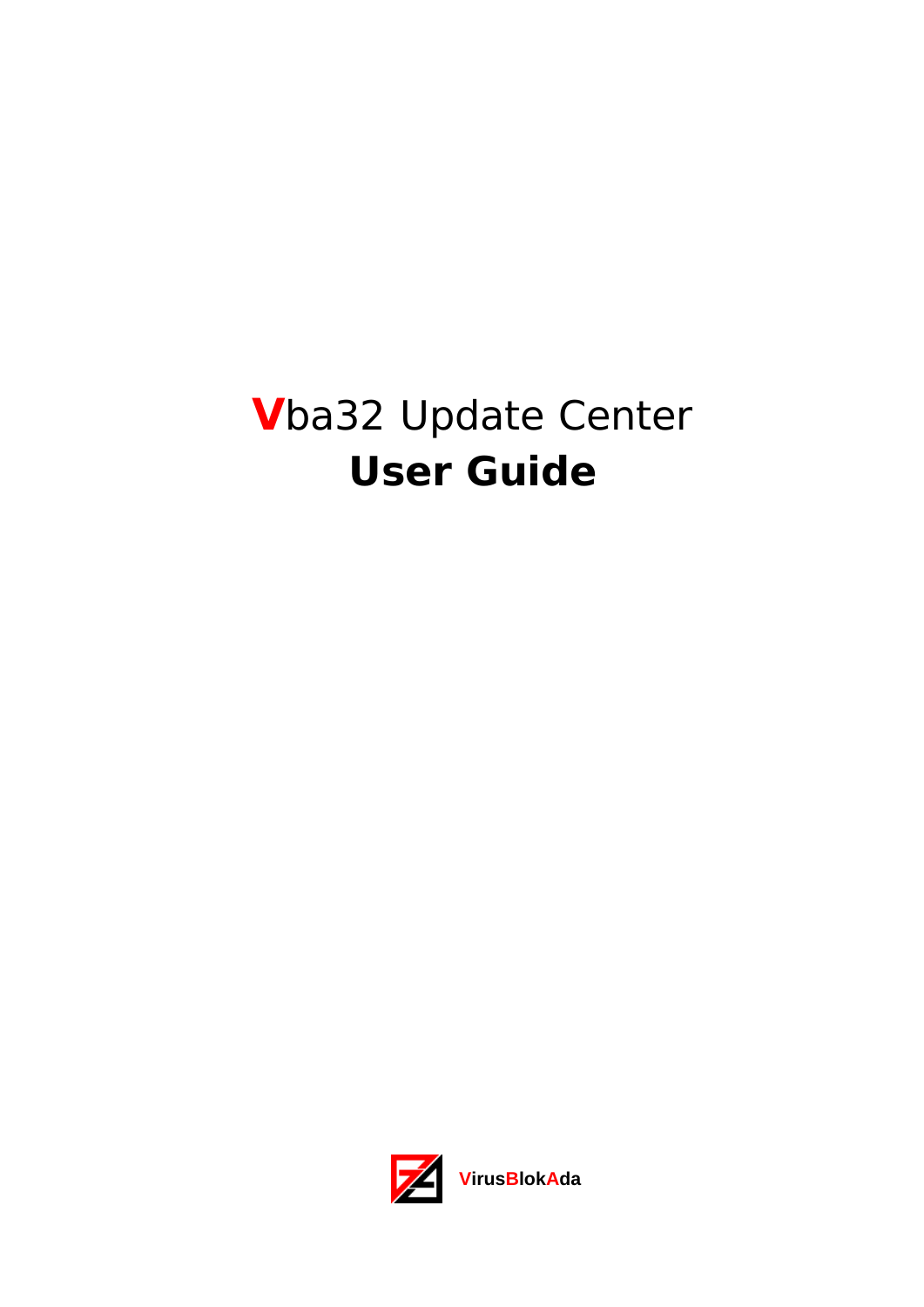# Vba32 Update Center
# User Guide

VirusBlokAda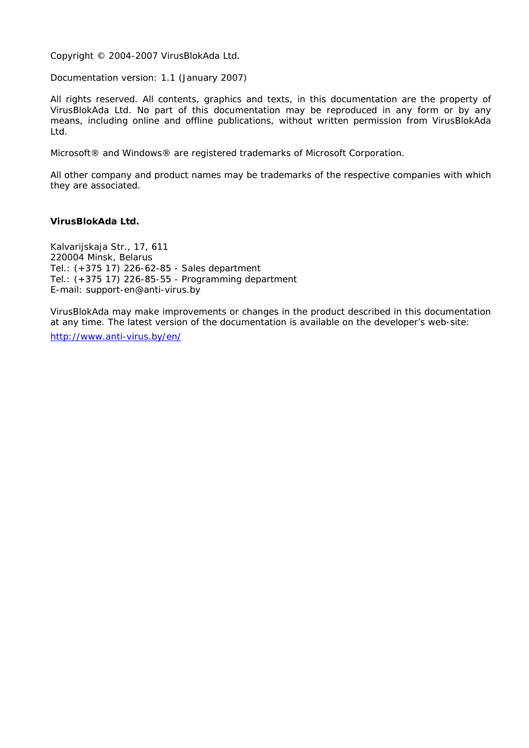Copyright © 2004-2007 VirusBlokAda Ltd.

Documentation version: 1.1 (January 2007)

All rights reserved. All contents, graphics and texts, in this documentation are the property of VirusBlokAda Ltd. No part of this documentation may be reproduced in any form or by any means, including online and offline publications, without written permission from VirusBlokAda Ltd.

Microsoft® and Windows® are registered trademarks of Microsoft Corporation.

All other company and product names may be trademarks of the respective companies with which they are associated.

**VirusBlokAda Ltd.**

Kalvarijskaja Str., 17, 611
220004 Minsk, Belarus
Tel.: (+375 17) 226-62-85 - Sales department
Tel.: (+375 17) 226-85-55 - Programming department
E-mail: support-en@anti-virus.by

VirusBlokAda may make improvements or changes in the product described in this documentation at any time. The latest version of the documentation is available on the developer's web-site:

http://www.anti-virus.by/en/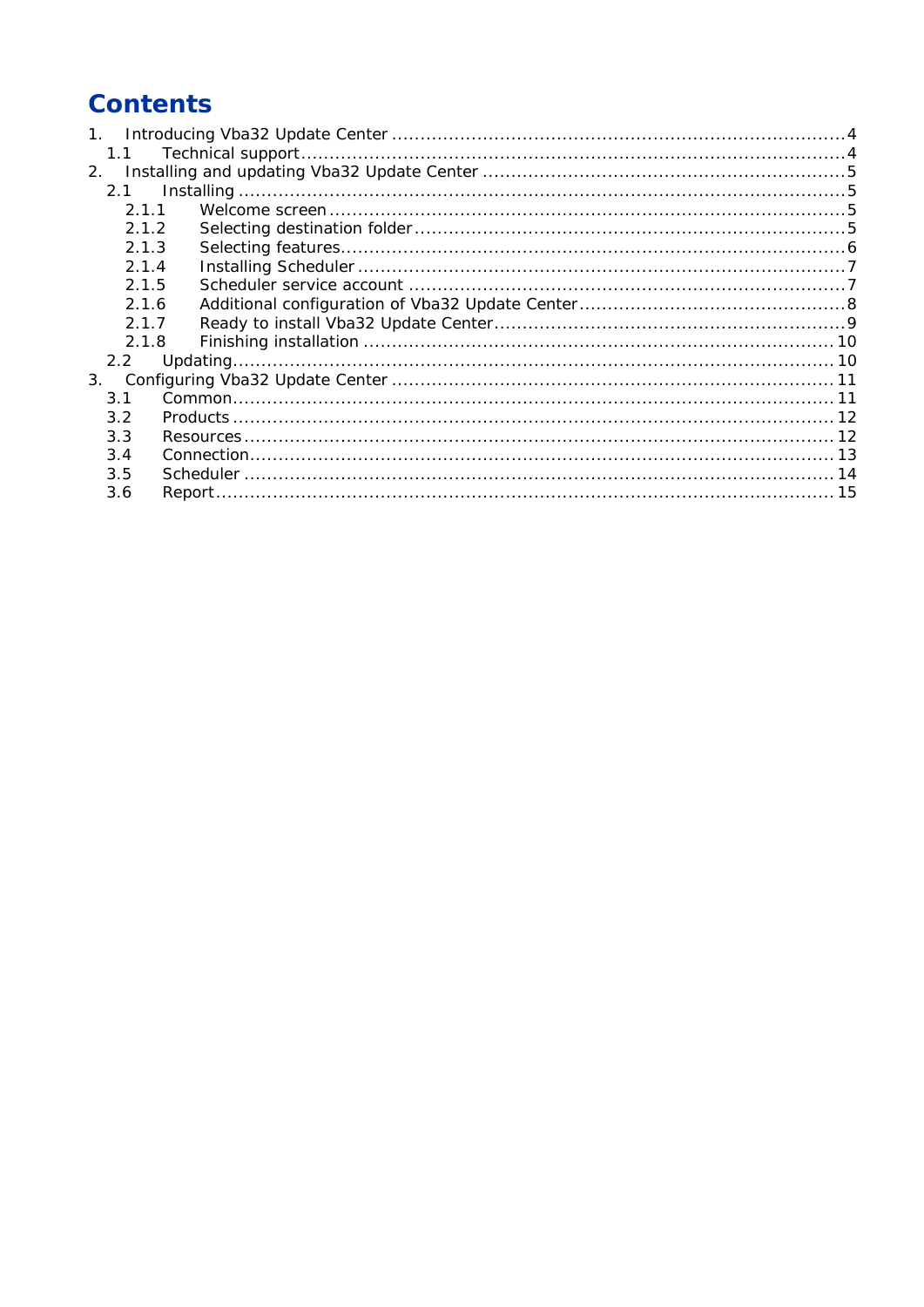# Contents

1. Introducing Vba32 Update Center ........................................................................ 4
   - 1.1 Technical support ........................................................................ 4
2. Installing and updating Vba32 Update Center ........................................................................ 5
   - 2.1 Installing ........................................................................ 5
     - 2.1.1 Welcome screen ........................................................................ 5
     - 2.1.2 Selecting destination folder ........................................................................ 5
     - 2.1.3 Selecting features ........................................................................ 6
     - 2.1.4 Installing Scheduler ........................................................................ 7
     - 2.1.5 Scheduler service account ........................................................................ 7
     - 2.1.6 Additional configuration of Vba32 Update Center ........................................................................ 8
     - 2.1.7 Ready to install Vba32 Update Center ........................................................................ 9
     - 2.1.8 Finishing installation ........................................................................ 10
   - 2.2 Updating ........................................................................ 10
3. Configuring Vba32 Update Center ........................................................................ 11
   - 3.1 Common ........................................................................ 11
   - 3.2 Products ........................................................................ 12
   - 3.3 Resources ........................................................................ 12
   - 3.4 Connection ........................................................................ 13
   - 3.5 Scheduler ........................................................................ 14
   - 3.6 Report ........................................................................ 15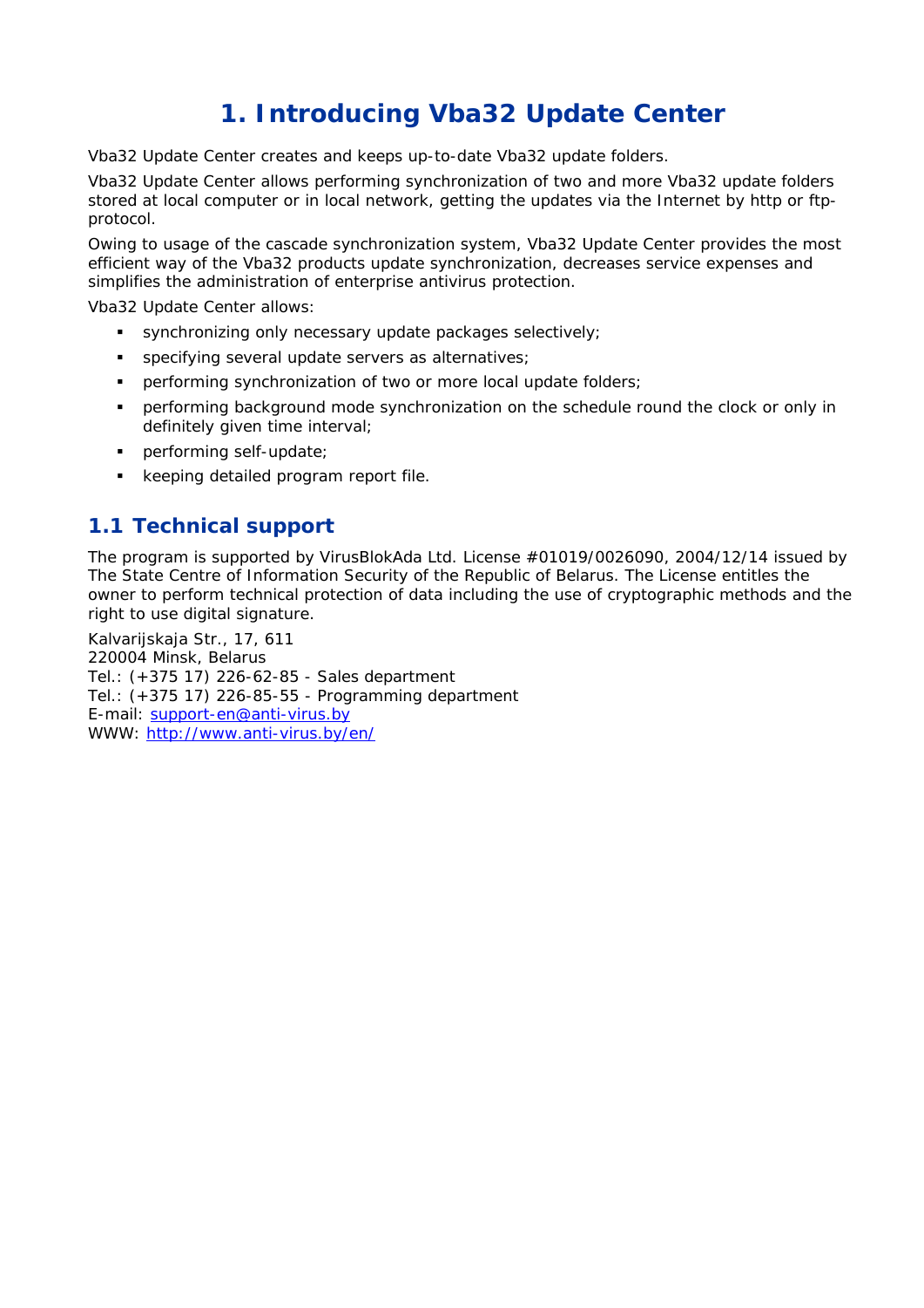# 1. Introducing Vba32 Update Center

Vba32 Update Center creates and keeps up-to-date Vba32 update folders.

Vba32 Update Center allows performing synchronization of two and more Vba32 update folders stored at local computer or in local network, getting the updates via the Internet by http or ftp-protocol.

Owing to usage of the cascade synchronization system, Vba32 Update Center provides the most efficient way of the Vba32 products update synchronization, decreases service expenses and simplifies the administration of enterprise antivirus protection.

Vba32 Update Center allows:

- synchronizing only necessary update packages selectively;
- specifying several update servers as alternatives;
- performing synchronization of two or more local update folders;
- performing background mode synchronization on the schedule round the clock or only in definitely given time interval;
- performing self-update;
- keeping detailed program report file.

## 1.1 Technical support

The program is supported by VirusBlokAda Ltd. License #01019/0026090, 2004/12/14 issued by The State Centre of Information Security of the Republic of Belarus. The License entitles the owner to perform technical protection of data including the use of cryptographic methods and the right to use digital signature.

Kalvarijskaja Str., 17, 611
220004 Minsk, Belarus
Tel.: (+375 17) 226-62-85 - Sales department
Tel.: (+375 17) 226-85-55 - Programming department
E-mail: support-en@anti-virus.by
WWW: http://www.anti-virus.by/en/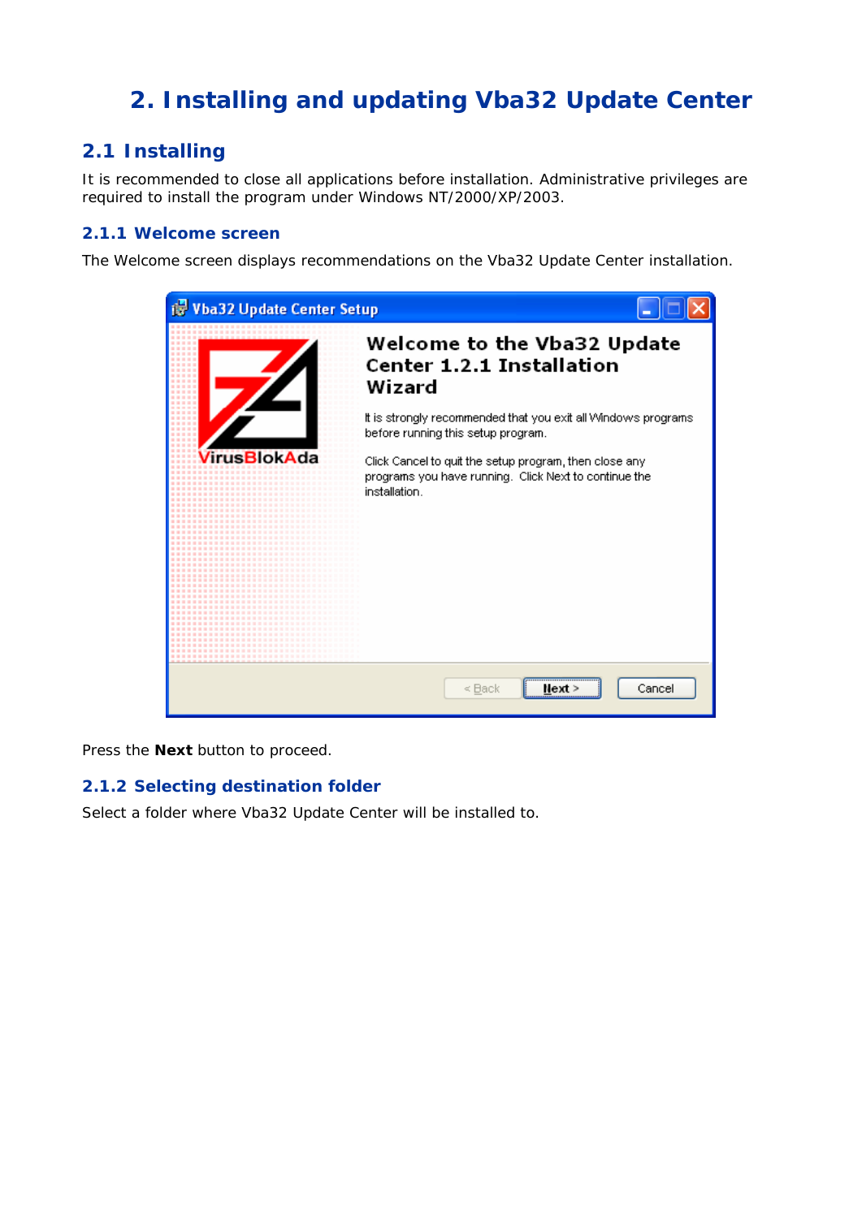# 2. Installing and updating Vba32 Update Center

## 2.1 Installing

It is recommended to close all applications before installation. Administrative privileges are required to install the program under Windows NT/2000/XP/2003.

### 2.1.1 Welcome screen

The Welcome screen displays recommendations on the Vba32 Update Center installation.

Press the **Next** button to proceed.

### 2.1.2 Selecting destination folder

Select a folder where Vba32 Update Center will be installed to.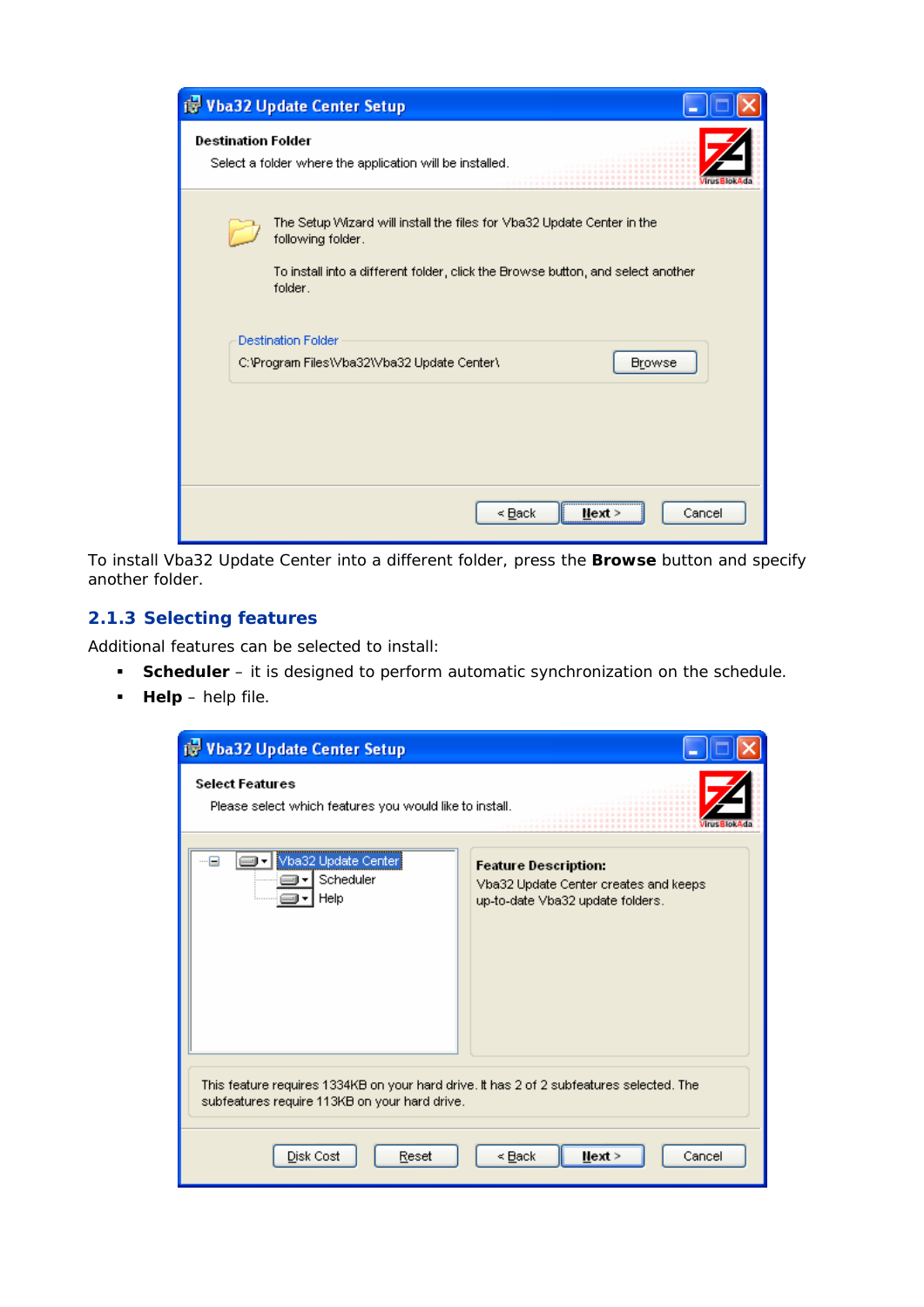To install Vba32 Update Center into a different folder, press the **Browse** button and specify another folder.

### 2.1.3 Selecting features

Additional features can be selected to install:

- **Scheduler** – it is designed to perform automatic synchronization on the schedule.
- **Help** – help file.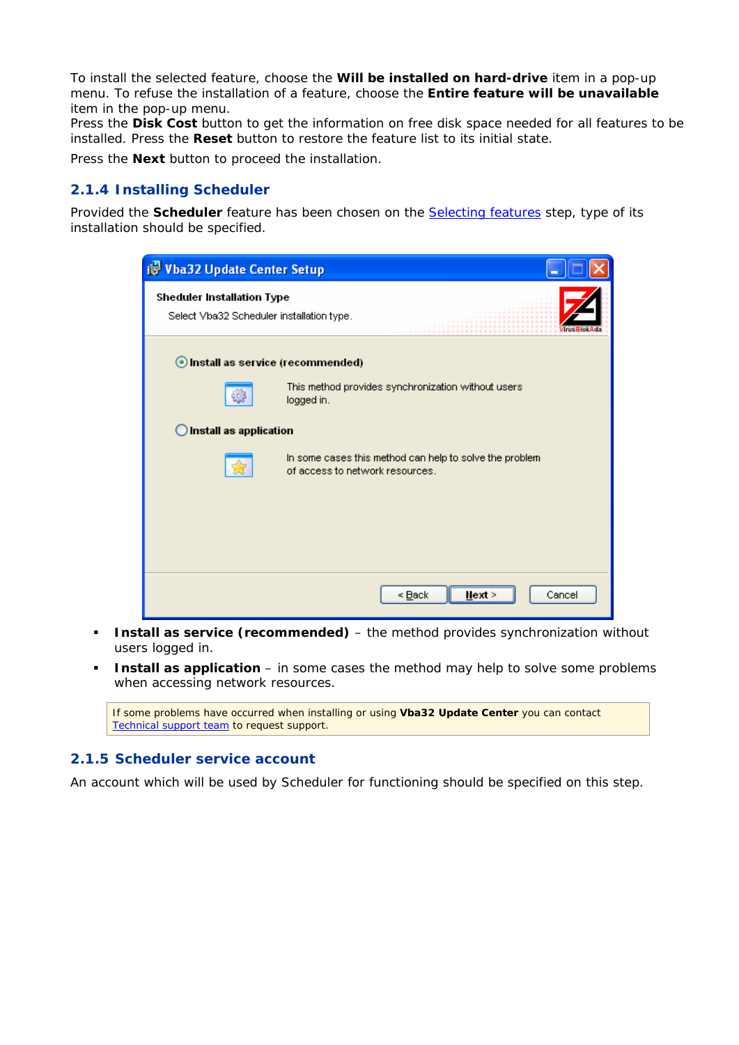To install the selected feature, choose the **Will be installed on hard-drive** item in a pop-up menu. To refuse the installation of a feature, choose the **Entire feature will be unavailable** item in the pop-up menu.
Press the **Disk Cost** button to get the information on free disk space needed for all features to be installed. Press the **Reset** button to restore the feature list to its initial state.

Press the **Next** button to proceed the installation.

### 2.1.4 Installing Scheduler

Provided the **Scheduler** feature has been chosen on the Selecting features step, type of its installation should be specified.

- **Install as service (recommended)** – the method provides synchronization without users logged in.
- **Install as application** – in some cases the method may help to solve some problems when accessing network resources.

> If some problems have occurred when installing or using **Vba32 Update Center** you can contact Technical support team to request support.

### 2.1.5 Scheduler service account

An account which will be used by Scheduler for functioning should be specified on this step.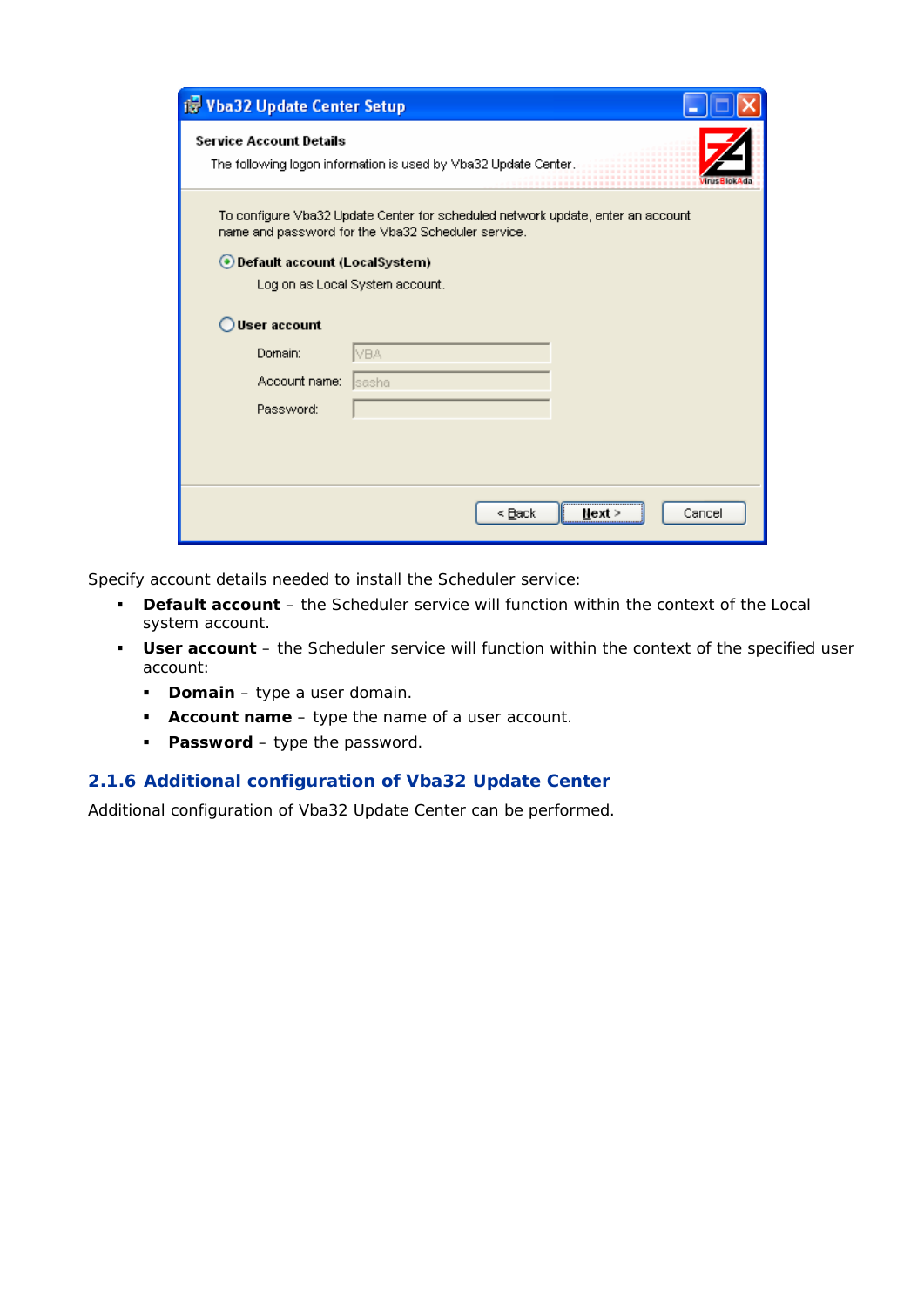Specify account details needed to install the Scheduler service:

- **Default account** – the Scheduler service will function within the context of the Local system account.
- **User account** – the Scheduler service will function within the context of the specified user account:
  - **Domain** – type a user domain.
  - **Account name** – type the name of a user account.
  - **Password** – type the password.

### 2.1.6 Additional configuration of Vba32 Update Center

Additional configuration of Vba32 Update Center can be performed.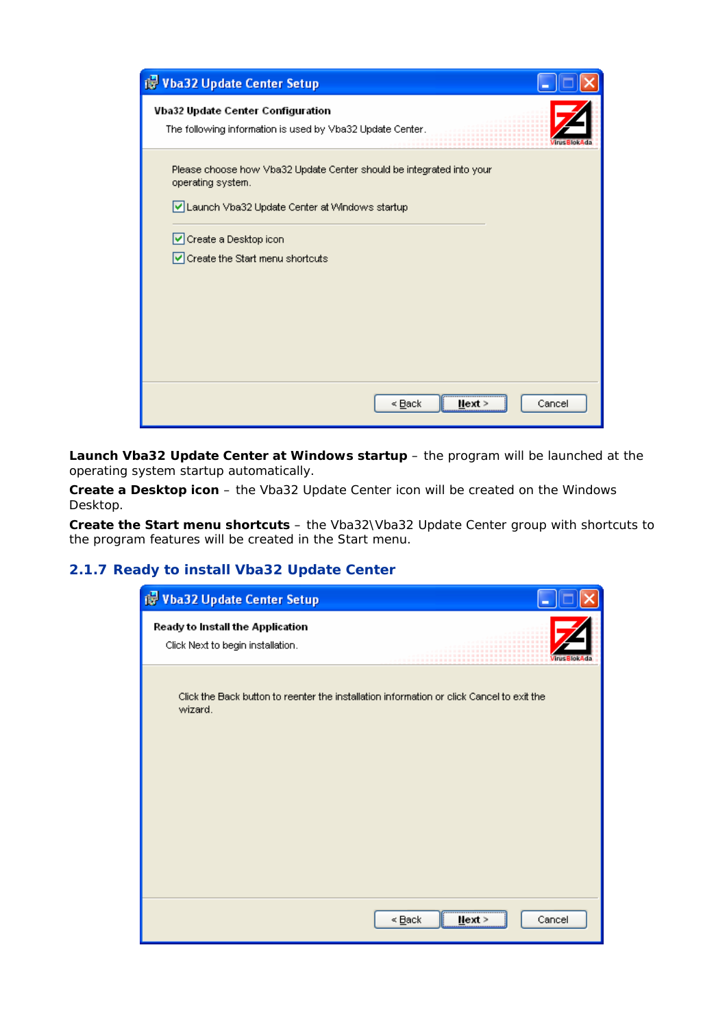**Launch Vba32 Update Center at Windows startup** – the program will be launched at the operating system startup automatically.

**Create a Desktop icon** – the Vba32 Update Center icon will be created on the Windows Desktop.

**Create the Start menu shortcuts** – the Vba32\Vba32 Update Center group with shortcuts to the program features will be created in the Start menu.

### 2.1.7 Ready to install Vba32 Update Center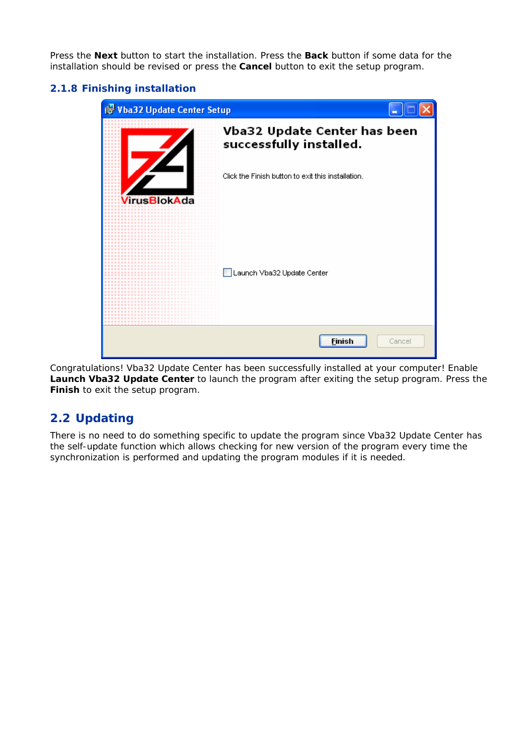Press the **Next** button to start the installation. Press the **Back** button if some data for the installation should be revised or press the **Cancel** button to exit the setup program.

### 2.1.8 Finishing installation

Congratulations! Vba32 Update Center has been successfully installed at your computer! Enable **Launch Vba32 Update Center** to launch the program after exiting the setup program. Press the **Finish** to exit the setup program.

## 2.2 Updating

There is no need to do something specific to update the program since Vba32 Update Center has the self-update function which allows checking for new version of the program every time the synchronization is performed and updating the program modules if it is needed.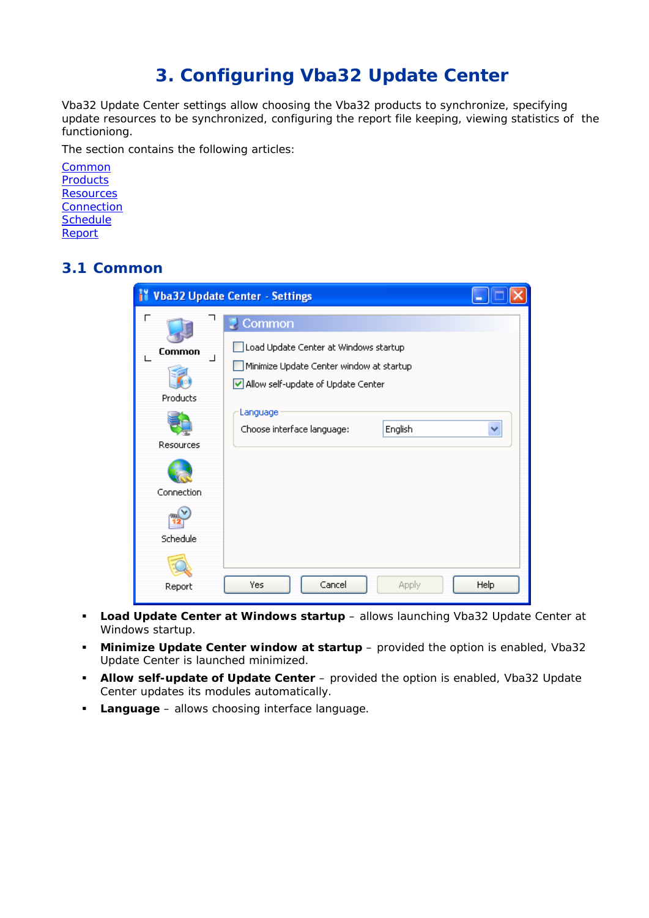# 3. Configuring Vba32 Update Center

Vba32 Update Center settings allow choosing the Vba32 products to synchronize, specifying update resources to be synchronized, configuring the report file keeping, viewing statistics of the functioniong.

The section contains the following articles:

Common
Products
Resources
Connection
Schedule
Report

## 3.1 Common

- **Load Update Center at Windows startup** – allows launching Vba32 Update Center at Windows startup.
- **Minimize Update Center window at startup** – provided the option is enabled, Vba32 Update Center is launched minimized.
- **Allow self-update of Update Center** – provided the option is enabled, Vba32 Update Center updates its modules automatically.
- **Language** – allows choosing interface language.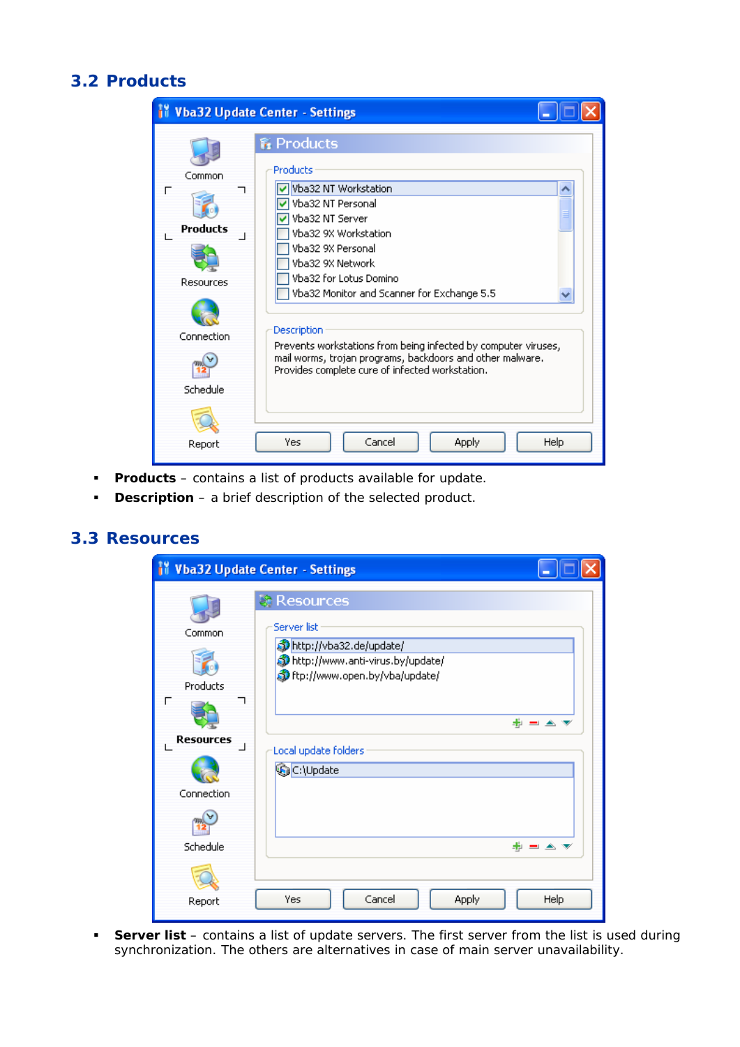## 3.2 Products

- **Products** – contains a list of products available for update.
- **Description** – a brief description of the selected product.

## 3.3 Resources

- **Server list** – contains a list of update servers. The first server from the list is used during synchronization. The others are alternatives in case of main server unavailability.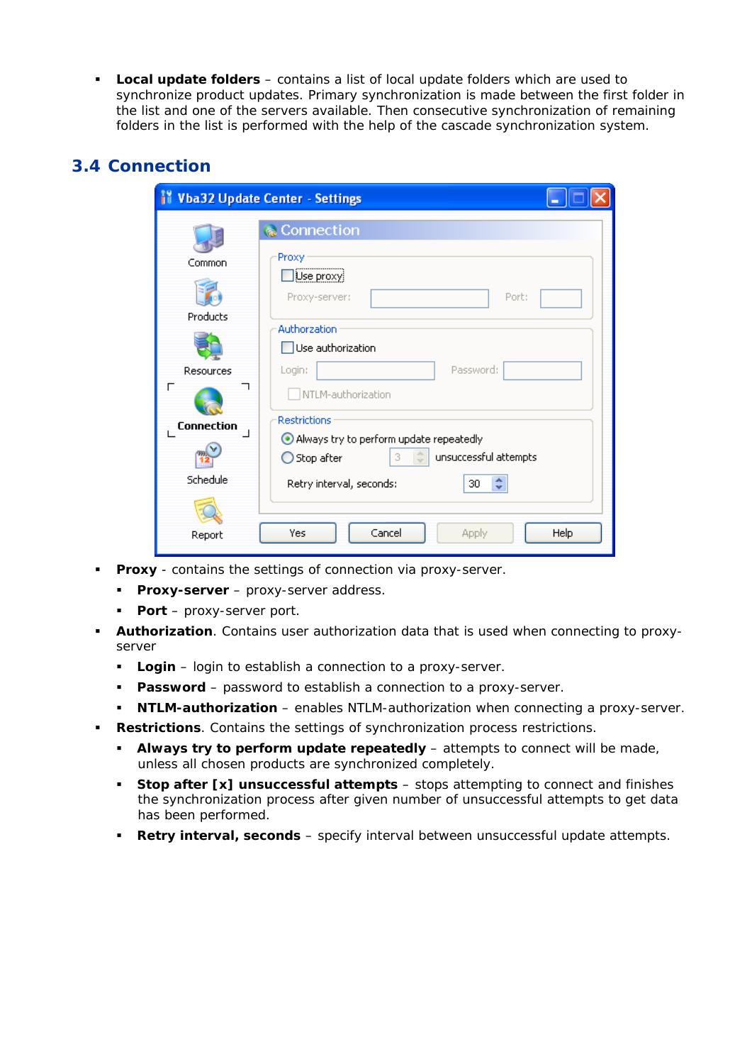- **Local update folders** – contains a list of local update folders which are used to synchronize product updates. Primary synchronization is made between the first folder in the list and one of the servers available. Then consecutive synchronization of remaining folders in the list is performed with the help of the cascade synchronization system.

## 3.4 Connection

- **Proxy** - contains the settings of connection via proxy-server.
  - **Proxy-server** – proxy-server address.
  - **Port** – proxy-server port.
- **Authorization**. Contains user authorization data that is used when connecting to proxy-server
  - **Login** – login to establish a connection to a proxy-server.
  - **Password** – password to establish a connection to a proxy-server.
  - **NTLM-authorization** – enables NTLM-authorization when connecting a proxy-server.
- **Restrictions**. Contains the settings of synchronization process restrictions.
  - **Always try to perform update repeatedly** – attempts to connect will be made, unless all chosen products are synchronized completely.
  - **Stop after [x] unsuccessful attempts** – stops attempting to connect and finishes the synchronization process after given number of unsuccessful attempts to get data has been performed.
  - **Retry interval, seconds** – specify interval between unsuccessful update attempts.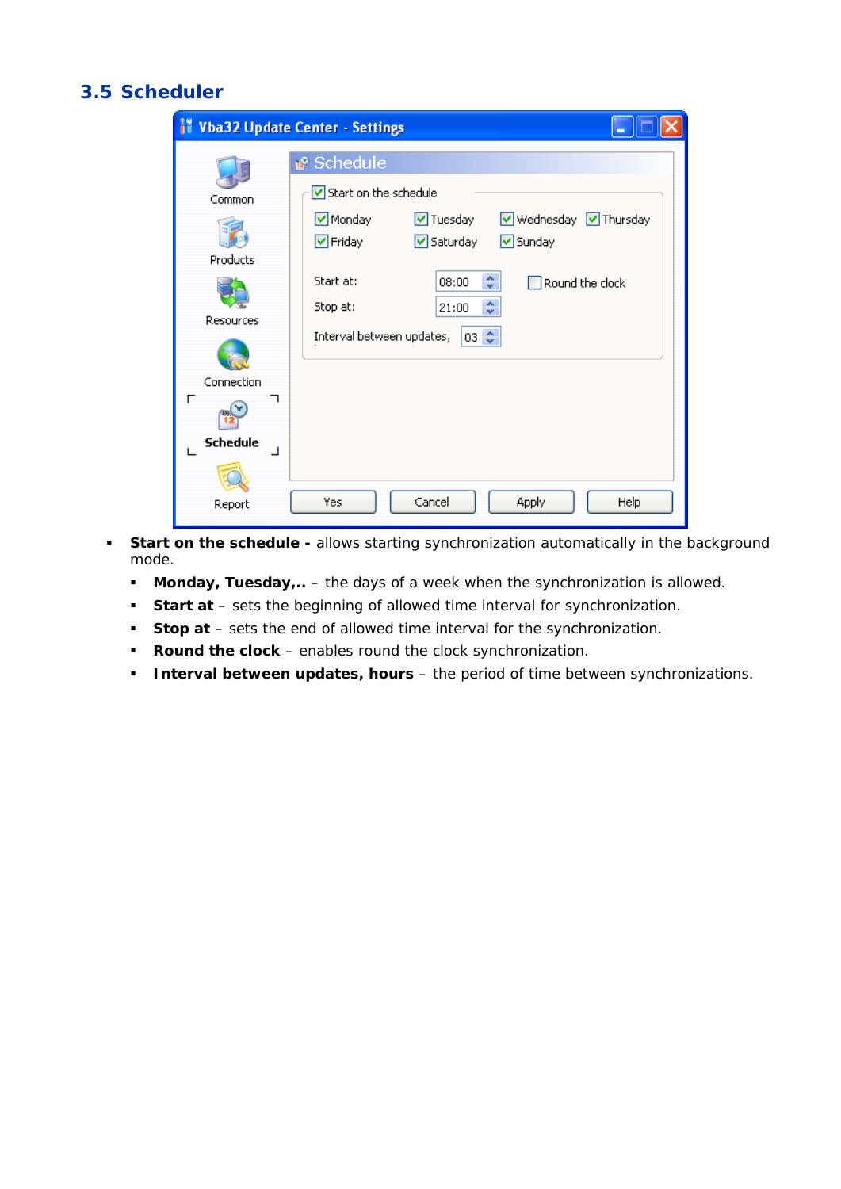## 3.5 Scheduler

- **Start on the schedule -** allows starting synchronization automatically in the background mode.
  - **Monday, Tuesday,..** – the days of a week when the synchronization is allowed.
  - **Start at** – sets the beginning of allowed time interval for synchronization.
  - **Stop at** – sets the end of allowed time interval for the synchronization.
  - **Round the clock** – enables round the clock synchronization.
  - **Interval between updates, hours** – the period of time between synchronizations.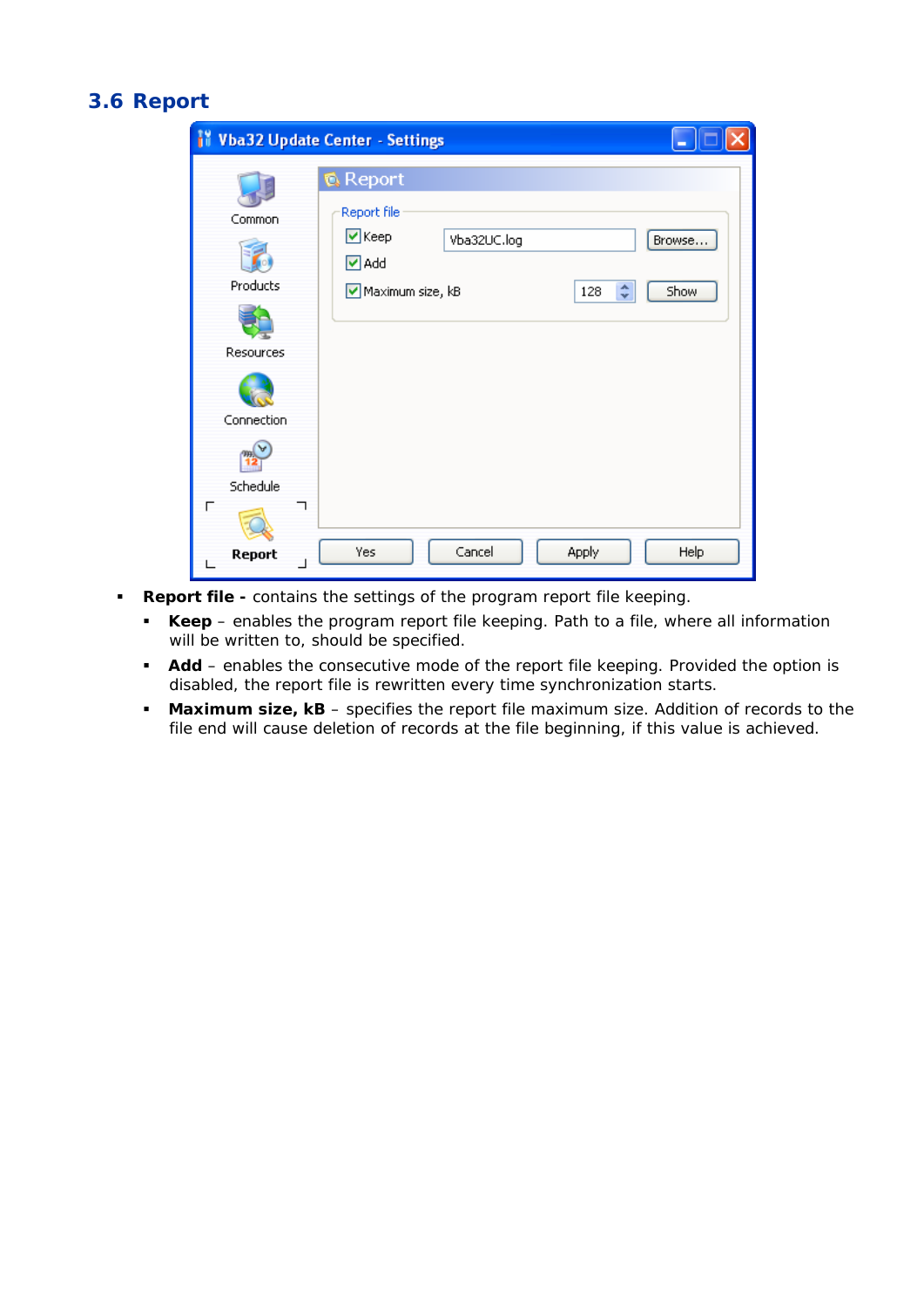### 3.6 Report

- **Report file -** contains the settings of the program report file keeping.
  - **Keep** – enables the program report file keeping. Path to a file, where all information will be written to, should be specified.
  - **Add** – enables the consecutive mode of the report file keeping. Provided the option is disabled, the report file is rewritten every time synchronization starts.
  - **Maximum size, kB** – specifies the report file maximum size. Addition of records to the file end will cause deletion of records at the file beginning, if this value is achieved.